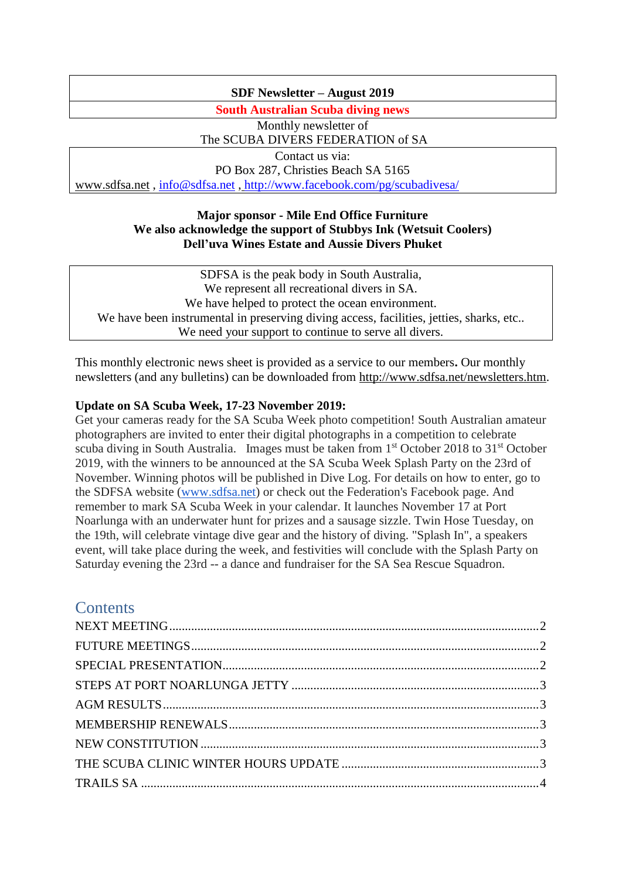**SDF Newsletter – August 2019**

**South Australian Scuba diving news**

Monthly newsletter of
The SCUBA DIVERS FEDERATION of SA

Contact us via:
PO Box 287, Christies Beach SA 5165
www.sdfsa.net , info@sdfsa.net , http://www.facebook.com/pg/scubadivesa/

**Major sponsor - Mile End Office Furniture**
**We also acknowledge the support of Stubbys Ink (Wetsuit Coolers)**
**Dell'uva Wines Estate and Aussie Divers Phuket**

SDFSA is the peak body in South Australia,
We represent all recreational divers in SA.
We have helped to protect the ocean environment.
We have been instrumental in preserving diving access, facilities, jetties, sharks, etc..
We need your support to continue to serve all divers.

This monthly electronic news sheet is provided as a service to our members**.** Our monthly newsletters (and any bulletins) can be downloaded from http://www.sdfsa.net/newsletters.htm.

**Update on SA Scuba Week, 17-23 November 2019:**
Get your cameras ready for the SA Scuba Week photo competition! South Australian amateur photographers are invited to enter their digital photographs in a competition to celebrate scuba diving in South Australia. Images must be taken from 1st October 2018 to 31st October 2019, with the winners to be announced at the SA Scuba Week Splash Party on the 23rd of November. Winning photos will be published in Dive Log. For details on how to enter, go to the SDFSA website (www.sdfsa.net) or check out the Federation's Facebook page. And remember to mark SA Scuba Week in your calendar. It launches November 17 at Port Noarlunga with an underwater hunt for prizes and a sausage sizzle. Twin Hose Tuesday, on the 19th, will celebrate vintage dive gear and the history of diving. "Splash In", a speakers event, will take place during the week, and festivities will conclude with the Splash Party on Saturday evening the 23rd -- a dance and fundraiser for the SA Sea Rescue Squadron.

## Contents

- NEXT MEETING .......... 2
- FUTURE MEETINGS .......... 2
- SPECIAL PRESENTATION .......... 2
- STEPS AT PORT NOARLUNGA JETTY .......... 3
- AGM RESULTS .......... 3
- MEMBERSHIP RENEWALS .......... 3
- NEW CONSTITUTION .......... 3
- THE SCUBA CLINIC WINTER HOURS UPDATE .......... 3
- TRAILS SA .......... 4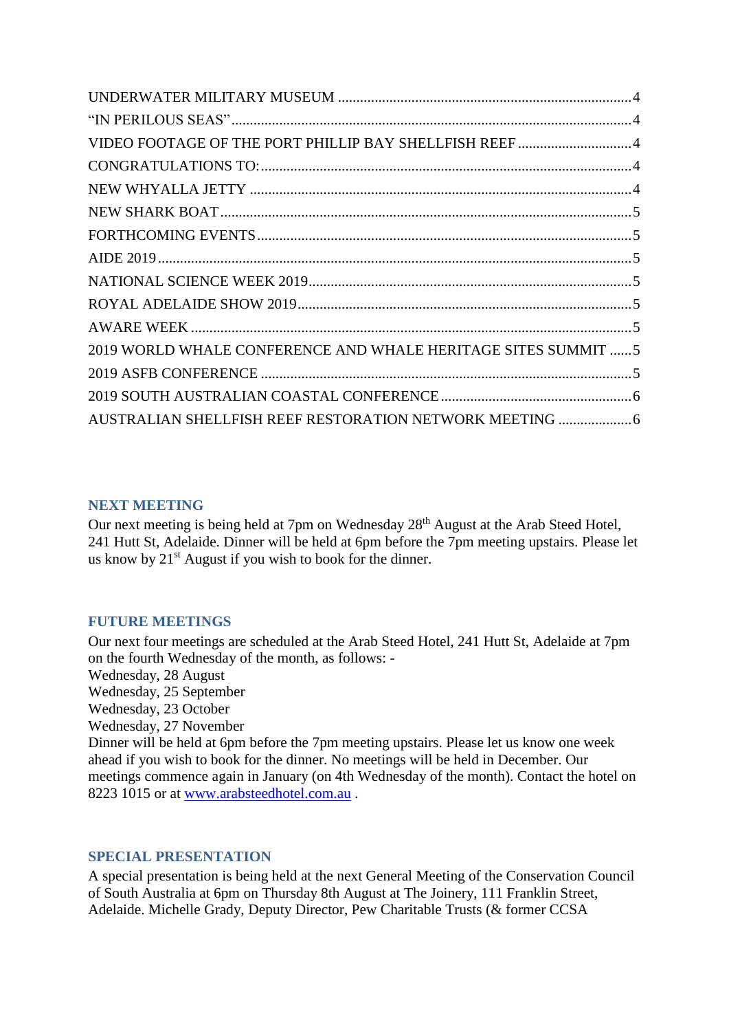UNDERWATER MILITARY MUSEUM ....................................................................................4
"IN PERILOUS SEAS" ....................................................................................................4
VIDEO FOOTAGE OF THE PORT PHILLIP BAY SHELLFISH REEF ...............................4
CONGRATULATIONS TO: .............................................................................................4
NEW WHYALLA JETTY ................................................................................................4
NEW SHARK BOAT .......................................................................................................5
FORTHCOMING EVENTS ..............................................................................................5
AIDE 2019 .....................................................................................................................5
NATIONAL SCIENCE WEEK 2019 ..................................................................................5
ROYAL ADELAIDE SHOW 2019 .....................................................................................5
AWARE WEEK ...............................................................................................................5
2019 WORLD WHALE CONFERENCE AND WHALE HERITAGE SITES SUMMIT ......5
2019 ASFB CONFERENCE .............................................................................................5
2019 SOUTH AUSTRALIAN COASTAL CONFERENCE ....................................................6
AUSTRALIAN SHELLFISH REEF RESTORATION NETWORK MEETING ....................6

## NEXT MEETING

Our next meeting is being held at 7pm on Wednesday 28th August at the Arab Steed Hotel, 241 Hutt St, Adelaide. Dinner will be held at 6pm before the 7pm meeting upstairs. Please let us know by 21st August if you wish to book for the dinner.

## FUTURE MEETINGS

Our next four meetings are scheduled at the Arab Steed Hotel, 241 Hutt St, Adelaide at 7pm on the fourth Wednesday of the month, as follows: -
Wednesday, 28 August
Wednesday, 25 September
Wednesday, 23 October
Wednesday, 27 November
Dinner will be held at 6pm before the 7pm meeting upstairs. Please let us know one week ahead if you wish to book for the dinner. No meetings will be held in December. Our meetings commence again in January (on 4th Wednesday of the month). Contact the hotel on 8223 1015 or at www.arabsteedhotel.com.au .

## SPECIAL PRESENTATION

A special presentation is being held at the next General Meeting of the Conservation Council of South Australia at 6pm on Thursday 8th August at The Joinery, 111 Franklin Street, Adelaide. Michelle Grady, Deputy Director, Pew Charitable Trusts (& former CCSA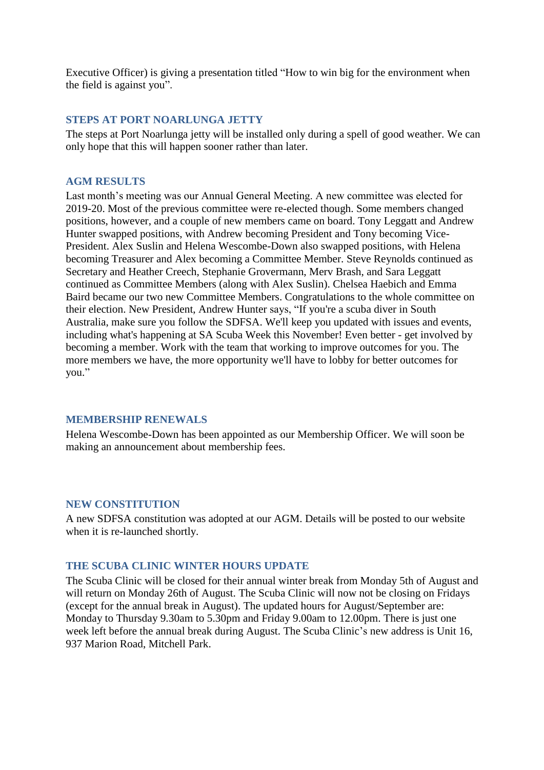Executive Officer) is giving a presentation titled "How to win big for the environment when the field is against you".

### STEPS AT PORT NOARLUNGA JETTY

The steps at Port Noarlunga jetty will be installed only during a spell of good weather. We can only hope that this will happen sooner rather than later.

### AGM RESULTS

Last month's meeting was our Annual General Meeting. A new committee was elected for 2019-20. Most of the previous committee were re-elected though. Some members changed positions, however, and a couple of new members came on board. Tony Leggatt and Andrew Hunter swapped positions, with Andrew becoming President and Tony becoming Vice-President. Alex Suslin and Helena Wescombe-Down also swapped positions, with Helena becoming Treasurer and Alex becoming a Committee Member. Steve Reynolds continued as Secretary and Heather Creech, Stephanie Grovermann, Merv Brash, and Sara Leggatt continued as Committee Members (along with Alex Suslin). Chelsea Haebich and Emma Baird became our two new Committee Members. Congratulations to the whole committee on their election. New President, Andrew Hunter says, "If you're a scuba diver in South Australia, make sure you follow the SDFSA. We'll keep you updated with issues and events, including what's happening at SA Scuba Week this November! Even better - get involved by becoming a member. Work with the team that working to improve outcomes for you. The more members we have, the more opportunity we'll have to lobby for better outcomes for you."

### MEMBERSHIP RENEWALS

Helena Wescombe-Down has been appointed as our Membership Officer. We will soon be making an announcement about membership fees.

### NEW CONSTITUTION

A new SDFSA constitution was adopted at our AGM. Details will be posted to our website when it is re-launched shortly.

### THE SCUBA CLINIC WINTER HOURS UPDATE

The Scuba Clinic will be closed for their annual winter break from Monday 5th of August and will return on Monday 26th of August. The Scuba Clinic will now not be closing on Fridays (except for the annual break in August). The updated hours for August/September are: Monday to Thursday 9.30am to 5.30pm and Friday 9.00am to 12.00pm. There is just one week left before the annual break during August. The Scuba Clinic's new address is Unit 16, 937 Marion Road, Mitchell Park.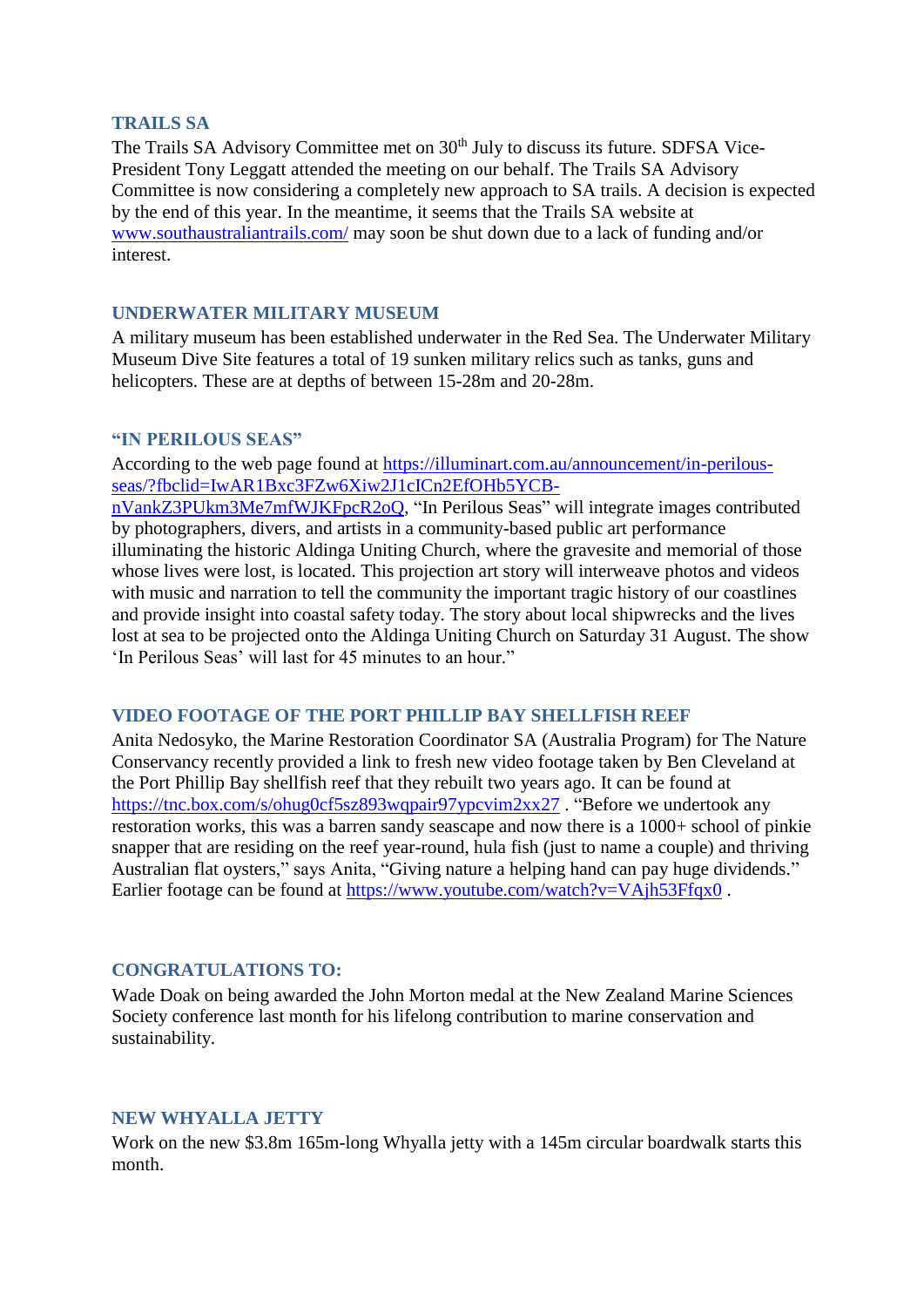## TRAILS SA

The Trails SA Advisory Committee met on 30th July to discuss its future. SDFSA Vice-President Tony Leggatt attended the meeting on our behalf. The Trails SA Advisory Committee is now considering a completely new approach to SA trails. A decision is expected by the end of this year. In the meantime, it seems that the Trails SA website at www.southaustraliantrails.com/ may soon be shut down due to a lack of funding and/or interest.

## UNDERWATER MILITARY MUSEUM

A military museum has been established underwater in the Red Sea. The Underwater Military Museum Dive Site features a total of 19 sunken military relics such as tanks, guns and helicopters. These are at depths of between 15-28m and 20-28m.

## "IN PERILOUS SEAS"

According to the web page found at https://illuminart.com.au/announcement/in-perilous-seas/?fbclid=IwAR1Bxc3FZw6Xiw2J1cICn2EfOHb5YCB-nVankZ3PUkm3Me7mfWJKFpcR2oQ, "In Perilous Seas" will integrate images contributed by photographers, divers, and artists in a community-based public art performance illuminating the historic Aldinga Uniting Church, where the gravesite and memorial of those whose lives were lost, is located. This projection art story will interweave photos and videos with music and narration to tell the community the important tragic history of our coastlines and provide insight into coastal safety today. The story about local shipwrecks and the lives lost at sea to be projected onto the Aldinga Uniting Church on Saturday 31 August. The show 'In Perilous Seas' will last for 45 minutes to an hour."

## VIDEO FOOTAGE OF THE PORT PHILLIP BAY SHELLFISH REEF

Anita Nedosyko, the Marine Restoration Coordinator SA (Australia Program) for The Nature Conservancy recently provided a link to fresh new video footage taken by Ben Cleveland at the Port Phillip Bay shellfish reef that they rebuilt two years ago. It can be found at https://tnc.box.com/s/ohug0cf5sz893wqpair97ypcvim2xx27 . "Before we undertook any restoration works, this was a barren sandy seascape and now there is a 1000+ school of pinkie snapper that are residing on the reef year-round, hula fish (just to name a couple) and thriving Australian flat oysters," says Anita, "Giving nature a helping hand can pay huge dividends." Earlier footage can be found at https://www.youtube.com/watch?v=VAjh53Ffqx0 .

## CONGRATULATIONS TO:

Wade Doak on being awarded the John Morton medal at the New Zealand Marine Sciences Society conference last month for his lifelong contribution to marine conservation and sustainability.

## NEW WHYALLA JETTY

Work on the new $3.8m 165m-long Whyalla jetty with a 145m circular boardwalk starts this month.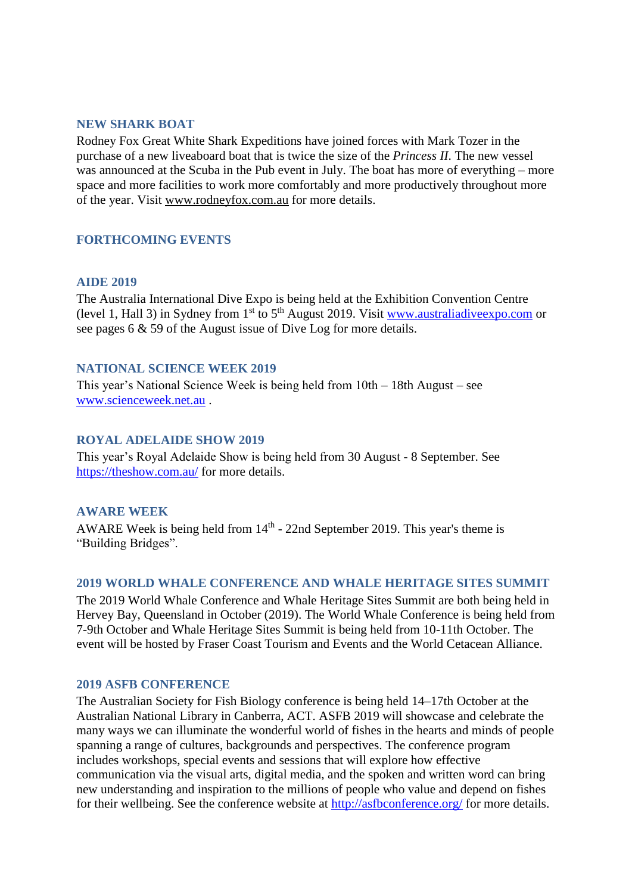## NEW SHARK BOAT

Rodney Fox Great White Shark Expeditions have joined forces with Mark Tozer in the purchase of a new liveaboard boat that is twice the size of the *Princess II*. The new vessel was announced at the Scuba in the Pub event in July. The boat has more of everything – more space and more facilities to work more comfortably and more productively throughout more of the year. Visit www.rodneyfox.com.au for more details.

## FORTHCOMING EVENTS

### AIDE 2019

The Australia International Dive Expo is being held at the Exhibition Convention Centre (level 1, Hall 3) in Sydney from 1st to 5th August 2019. Visit www.australiadiveexpo.com or see pages 6 & 59 of the August issue of Dive Log for more details.

### NATIONAL SCIENCE WEEK 2019

This year's National Science Week is being held from 10th – 18th August – see www.scienceweek.net.au .

### ROYAL ADELAIDE SHOW 2019

This year's Royal Adelaide Show is being held from 30 August - 8 September. See https://theshow.com.au/ for more details.

### AWARE WEEK

AWARE Week is being held from 14th - 22nd September 2019. This year's theme is "Building Bridges".

### 2019 WORLD WHALE CONFERENCE AND WHALE HERITAGE SITES SUMMIT

The 2019 World Whale Conference and Whale Heritage Sites Summit are both being held in Hervey Bay, Queensland in October (2019). The World Whale Conference is being held from 7-9th October and Whale Heritage Sites Summit is being held from 10-11th October. The event will be hosted by Fraser Coast Tourism and Events and the World Cetacean Alliance.

### 2019 ASFB CONFERENCE

The Australian Society for Fish Biology conference is being held 14–17th October at the Australian National Library in Canberra, ACT. ASFB 2019 will showcase and celebrate the many ways we can illuminate the wonderful world of fishes in the hearts and minds of people spanning a range of cultures, backgrounds and perspectives. The conference program includes workshops, special events and sessions that will explore how effective communication via the visual arts, digital media, and the spoken and written word can bring new understanding and inspiration to the millions of people who value and depend on fishes for their wellbeing. See the conference website at http://asfbconference.org/ for more details.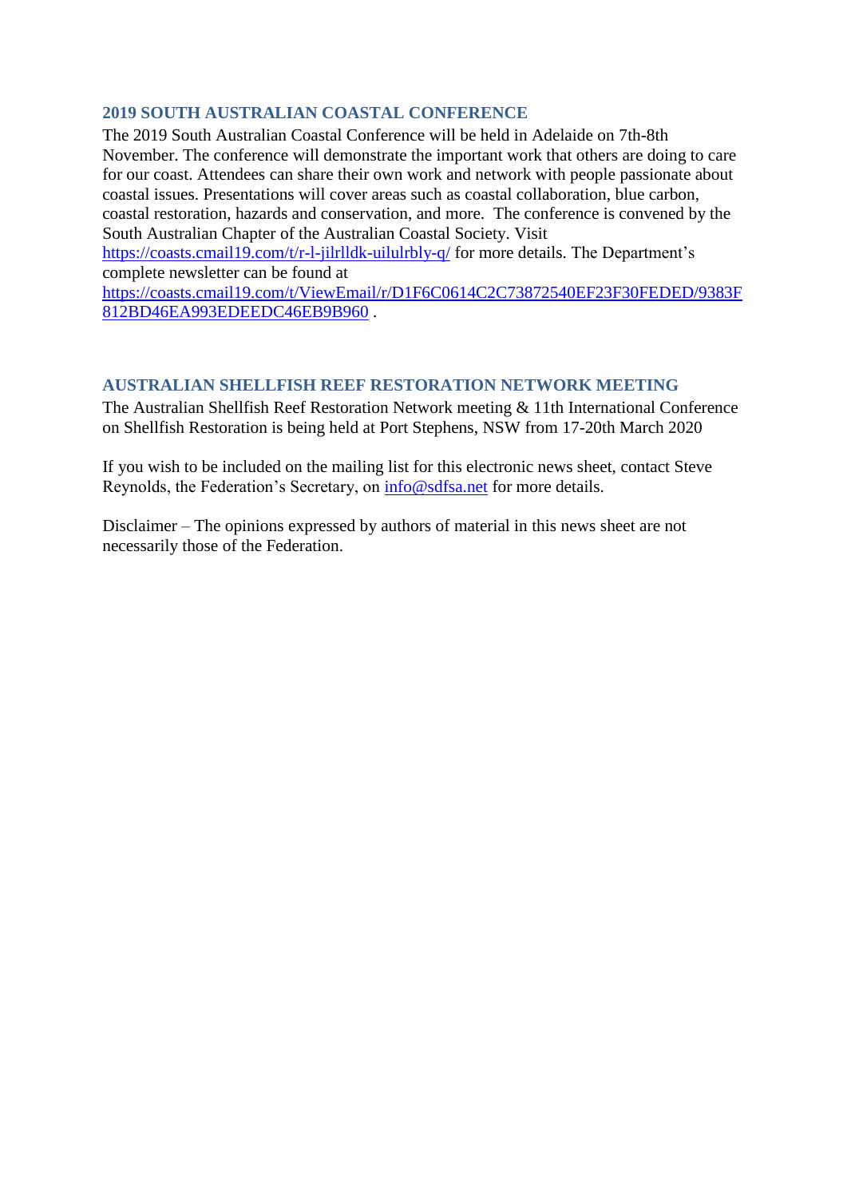## 2019 SOUTH AUSTRALIAN COASTAL CONFERENCE

The 2019 South Australian Coastal Conference will be held in Adelaide on 7th-8th November. The conference will demonstrate the important work that others are doing to care for our coast. Attendees can share their own work and network with people passionate about coastal issues. Presentations will cover areas such as coastal collaboration, blue carbon, coastal restoration, hazards and conservation, and more. The conference is convened by the South Australian Chapter of the Australian Coastal Society. Visit https://coasts.cmail19.com/t/r-l-jilrlldk-uilulrbly-q/ for more details. The Department's complete newsletter can be found at https://coasts.cmail19.com/t/ViewEmail/r/D1F6C0614C2C73872540EF23F30FEDED/9383F812BD46EA993EDEEDC46EB9B960 .

## AUSTRALIAN SHELLFISH REEF RESTORATION NETWORK MEETING

The Australian Shellfish Reef Restoration Network meeting & 11th International Conference on Shellfish Restoration is being held at Port Stephens, NSW from 17-20th March 2020

If you wish to be included on the mailing list for this electronic news sheet, contact Steve Reynolds, the Federation's Secretary, on info@sdfsa.net for more details.

Disclaimer – The opinions expressed by authors of material in this news sheet are not necessarily those of the Federation.